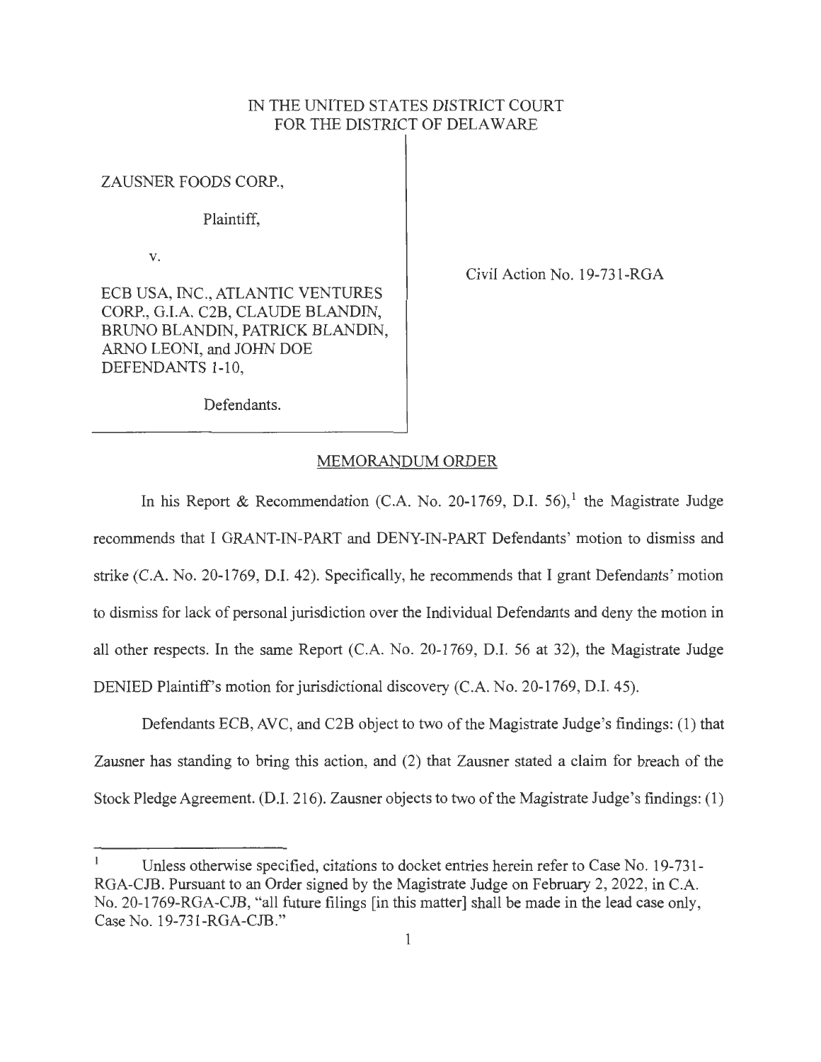IN THE UNITED STATES DISTRICT COURT
FOR THE DISTRICT OF DELAWARE

ZAUSNER FOODS CORP.,

Plaintiff,

v.

ECB USA, INC., ATLANTIC VENTURES CORP., G.I.A. C2B, CLAUDE BLANDIN, BRUNO BLANDIN, PATRICK BLANDIN, ARNO LEONI, and JOHN DOE DEFENDANTS 1-10,

Defendants.

Civil Action No. 19-731-RGA

## MEMORANDUM ORDER

In his Report & Recommendation (C.A. No. 20-1769, D.I. 56),[1] the Magistrate Judge recommends that I GRANT-IN-PART and DENY-IN-PART Defendants' motion to dismiss and strike (C.A. No. 20-1769, D.I. 42). Specifically, he recommends that I grant Defendants' motion to dismiss for lack of personal jurisdiction over the Individual Defendants and deny the motion in all other respects. In the same Report (C.A. No. 20-1769, D.I. 56 at 32), the Magistrate Judge DENIED Plaintiff's motion for jurisdictional discovery (C.A. No. 20-1769, D.I. 45).

Defendants ECB, AVC, and C2B object to two of the Magistrate Judge's findings: (1) that Zausner has standing to bring this action, and (2) that Zausner stated a claim for breach of the Stock Pledge Agreement. (D.I. 216). Zausner objects to two of the Magistrate Judge's findings: (1)

[1] Unless otherwise specified, citations to docket entries herein refer to Case No. 19-731-RGA-CJB. Pursuant to an Order signed by the Magistrate Judge on February 2, 2022, in C.A. No. 20-1769-RGA-CJB, "all future filings [in this matter] shall be made in the lead case only, Case No. 19-731-RGA-CJB."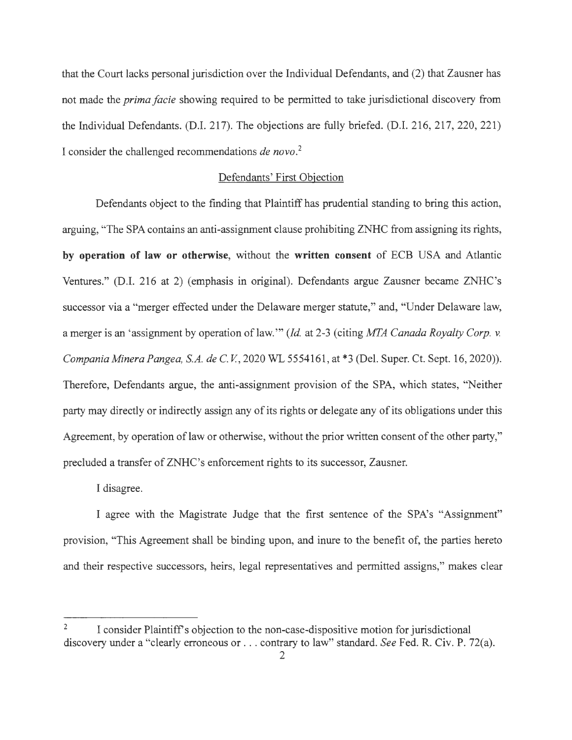that the Court lacks personal jurisdiction over the Individual Defendants, and (2) that Zausner has not made the *prima facie* showing required to be permitted to take jurisdictional discovery from the Individual Defendants. (D.I. 217). The objections are fully briefed. (D.I. 216, 217, 220, 221) I consider the challenged recommendations *de novo*.[2]

Defendants' First Objection

Defendants object to the finding that Plaintiff has prudential standing to bring this action, arguing, "The SPA contains an anti-assignment clause prohibiting ZNHC from assigning its rights, **by operation of law or otherwise**, without the **written consent** of ECB USA and Atlantic Ventures." (D.I. 216 at 2) (emphasis in original). Defendants argue Zausner became ZNHC's successor via a "merger effected under the Delaware merger statute," and, "Under Delaware law, a merger is an 'assignment by operation of law.'" (*Id.* at 2-3 (citing *MTA Canada Royalty Corp. v. Compania Minera Pangea, S.A. de C.V.*, 2020 WL 5554161, at *3 (Del. Super. Ct. Sept. 16, 2020)). Therefore, Defendants argue, the anti-assignment provision of the SPA, which states, "Neither party may directly or indirectly assign any of its rights or delegate any of its obligations under this Agreement, by operation of law or otherwise, without the prior written consent of the other party," precluded a transfer of ZNHC's enforcement rights to its successor, Zausner.

I disagree.

I agree with the Magistrate Judge that the first sentence of the SPA's "Assignment" provision, "This Agreement shall be binding upon, and inure to the benefit of, the parties hereto and their respective successors, heirs, legal representatives and permitted assigns," makes clear

---

[2] I consider Plaintiff's objection to the non-case-dispositive motion for jurisdictional discovery under a "clearly erroneous or . . . contrary to law" standard. *See* Fed. R. Civ. P. 72(a).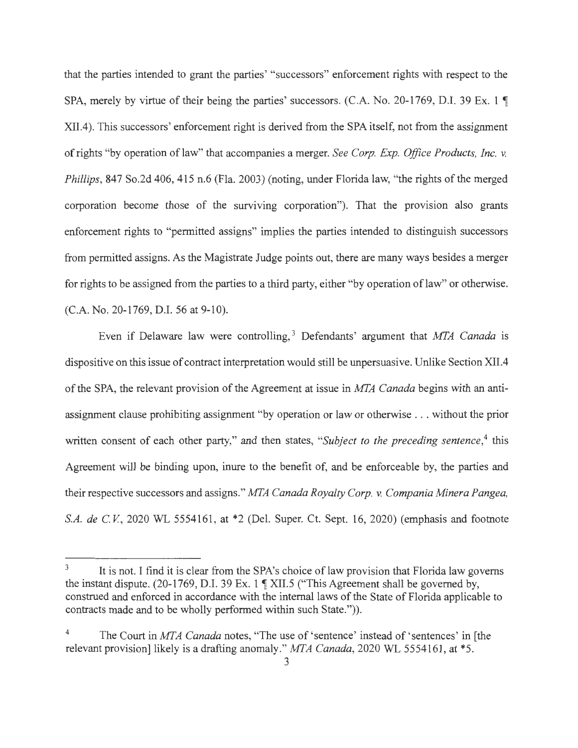that the parties intended to grant the parties' "successors" enforcement rights with respect to the SPA, merely by virtue of their being the parties' successors. (C.A. No. 20-1769, D.I. 39 Ex. 1 ¶ XII.4). This successors' enforcement right is derived from the SPA itself, not from the assignment of rights "by operation of law" that accompanies a merger. *See Corp. Exp. Office Products, Inc. v. Phillips*, 847 So.2d 406, 415 n.6 (Fla. 2003) (noting, under Florida law, "the rights of the merged corporation become those of the surviving corporation"). That the provision also grants enforcement rights to "permitted assigns" implies the parties intended to distinguish successors from permitted assigns. As the Magistrate Judge points out, there are many ways besides a merger for rights to be assigned from the parties to a third party, either "by operation of law" or otherwise. (C.A. No. 20-1769, D.I. 56 at 9-10).

Even if Delaware law were controlling,[3] Defendants' argument that *MTA Canada* is dispositive on this issue of contract interpretation would still be unpersuasive. Unlike Section XII.4 of the SPA, the relevant provision of the Agreement at issue in *MTA Canada* begins with an anti-assignment clause prohibiting assignment "by operation or law or otherwise . . . without the prior written consent of each other party," and then states, "*Subject to the preceding sentence*,[4] this Agreement will be binding upon, inure to the benefit of, and be enforceable by, the parties and their respective successors and assigns." *MTA Canada Royalty Corp. v. Compania Minera Pangea, S.A. de C.V.*, 2020 WL 5554161, at *2 (Del. Super. Ct. Sept. 16, 2020) (emphasis and footnote

---

[3] It is not. I find it is clear from the SPA's choice of law provision that Florida law governs the instant dispute. (20-1769, D.I. 39 Ex. 1 ¶ XII.5 ("This Agreement shall be governed by, construed and enforced in accordance with the internal laws of the State of Florida applicable to contracts made and to be wholly performed within such State.")).

[4] The Court in *MTA Canada* notes, "The use of 'sentence' instead of 'sentences' in [the relevant provision] likely is a drafting anomaly." *MTA Canada*, 2020 WL 5554161, at *5.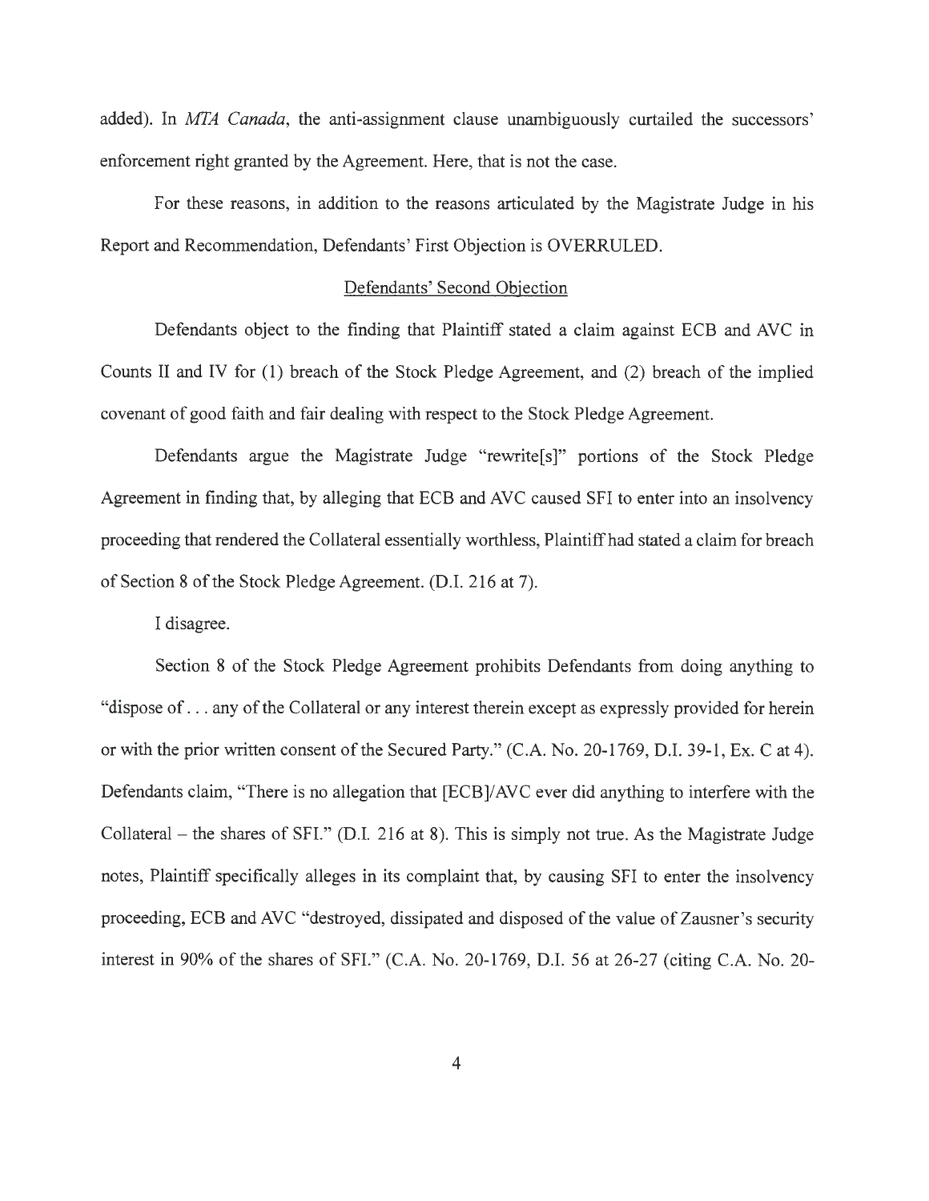added). In *MTA Canada*, the anti-assignment clause unambiguously curtailed the successors' enforcement right granted by the Agreement. Here, that is not the case.

For these reasons, in addition to the reasons articulated by the Magistrate Judge in his Report and Recommendation, Defendants' First Objection is OVERRULED.

Defendants' Second Objection

Defendants object to the finding that Plaintiff stated a claim against ECB and AVC in Counts II and IV for (1) breach of the Stock Pledge Agreement, and (2) breach of the implied covenant of good faith and fair dealing with respect to the Stock Pledge Agreement.

Defendants argue the Magistrate Judge "rewrite[s]" portions of the Stock Pledge Agreement in finding that, by alleging that ECB and AVC caused SFI to enter into an insolvency proceeding that rendered the Collateral essentially worthless, Plaintiff had stated a claim for breach of Section 8 of the Stock Pledge Agreement. (D.I. 216 at 7).

I disagree.

Section 8 of the Stock Pledge Agreement prohibits Defendants from doing anything to "dispose of . . . any of the Collateral or any interest therein except as expressly provided for herein or with the prior written consent of the Secured Party." (C.A. No. 20-1769, D.I. 39-1, Ex. C at 4). Defendants claim, "There is no allegation that [ECB]/AVC ever did anything to interfere with the Collateral – the shares of SFI." (D.I. 216 at 8). This is simply not true. As the Magistrate Judge notes, Plaintiff specifically alleges in its complaint that, by causing SFI to enter the insolvency proceeding, ECB and AVC "destroyed, dissipated and disposed of the value of Zausner's security interest in 90% of the shares of SFI." (C.A. No. 20-1769, D.I. 56 at 26-27 (citing C.A. No. 20-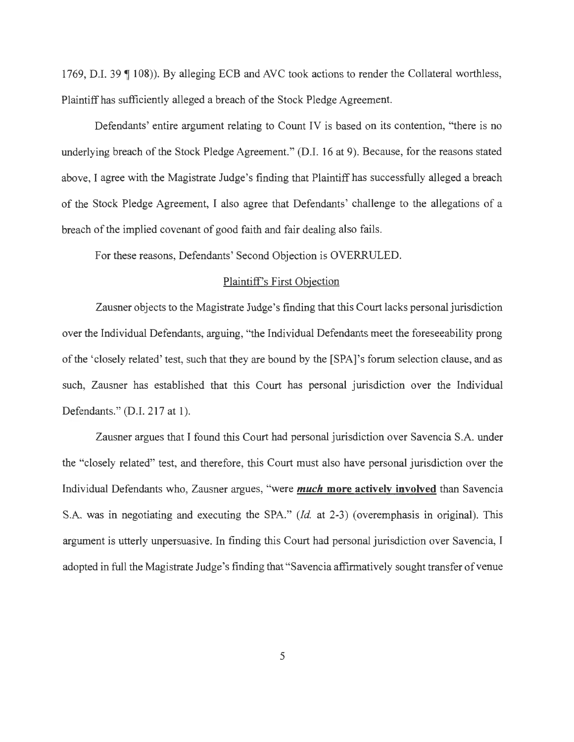1769, D.I. 39 ¶ 108)). By alleging ECB and AVC took actions to render the Collateral worthless, Plaintiff has sufficiently alleged a breach of the Stock Pledge Agreement.

Defendants' entire argument relating to Count IV is based on its contention, "there is no underlying breach of the Stock Pledge Agreement." (D.I. 16 at 9). Because, for the reasons stated above, I agree with the Magistrate Judge's finding that Plaintiff has successfully alleged a breach of the Stock Pledge Agreement, I also agree that Defendants' challenge to the allegations of a breach of the implied covenant of good faith and fair dealing also fails.

For these reasons, Defendants' Second Objection is OVERRULED.

<u>Plaintiff's First Objection</u>

Zausner objects to the Magistrate Judge's finding that this Court lacks personal jurisdiction over the Individual Defendants, arguing, "the Individual Defendants meet the foreseeability prong of the 'closely related' test, such that they are bound by the [SPA]'s forum selection clause, and as such, Zausner has established that this Court has personal jurisdiction over the Individual Defendants." (D.I. 217 at 1).

Zausner argues that I found this Court had personal jurisdiction over Savencia S.A. under the "closely related" test, and therefore, this Court must also have personal jurisdiction over the Individual Defendants who, Zausner argues, "were ***much*** **<u>more actively involved</u>** than Savencia S.A. was in negotiating and executing the SPA." (*Id.* at 2-3) (overemphasis in original). This argument is utterly unpersuasive. In finding this Court had personal jurisdiction over Savencia, I adopted in full the Magistrate Judge's finding that "Savencia affirmatively sought transfer of venue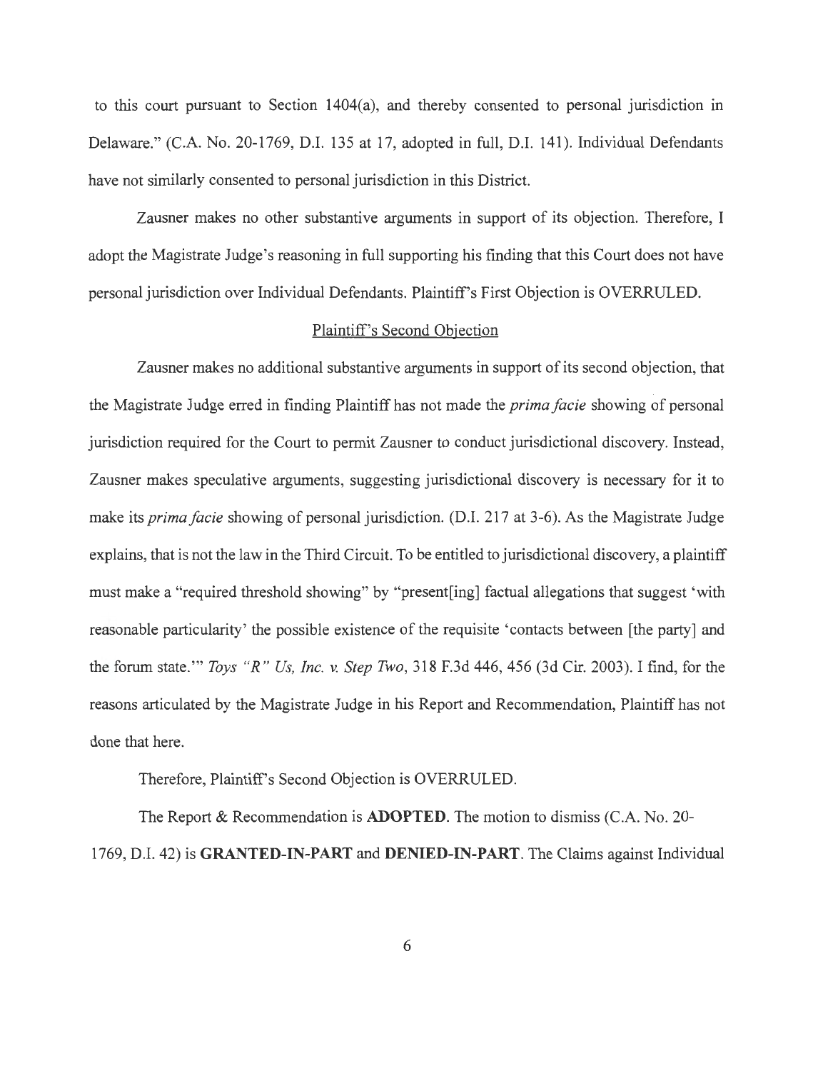to this court pursuant to Section 1404(a), and thereby consented to personal jurisdiction in Delaware." (C.A. No. 20-1769, D.I. 135 at 17, adopted in full, D.I. 141). Individual Defendants have not similarly consented to personal jurisdiction in this District.

Zausner makes no other substantive arguments in support of its objection. Therefore, I adopt the Magistrate Judge's reasoning in full supporting his finding that this Court does not have personal jurisdiction over Individual Defendants. Plaintiff's First Objection is OVERRULED.

<u>Plaintiff's Second Objection</u>

Zausner makes no additional substantive arguments in support of its second objection, that the Magistrate Judge erred in finding Plaintiff has not made the *prima facie* showing of personal jurisdiction required for the Court to permit Zausner to conduct jurisdictional discovery. Instead, Zausner makes speculative arguments, suggesting jurisdictional discovery is necessary for it to make its *prima facie* showing of personal jurisdiction. (D.I. 217 at 3-6). As the Magistrate Judge explains, that is not the law in the Third Circuit. To be entitled to jurisdictional discovery, a plaintiff must make a "required threshold showing" by "present[ing] factual allegations that suggest 'with reasonable particularity' the possible existence of the requisite 'contacts between [the party] and the forum state.'" *Toys "R" Us, Inc. v. Step Two*, 318 F.3d 446, 456 (3d Cir. 2003). I find, for the reasons articulated by the Magistrate Judge in his Report and Recommendation, Plaintiff has not done that here.

Therefore, Plaintiff's Second Objection is OVERRULED.

The Report & Recommendation is **ADOPTED**. The motion to dismiss (C.A. No. 20-1769, D.I. 42) is **GRANTED-IN-PART** and **DENIED-IN-PART**. The Claims against Individual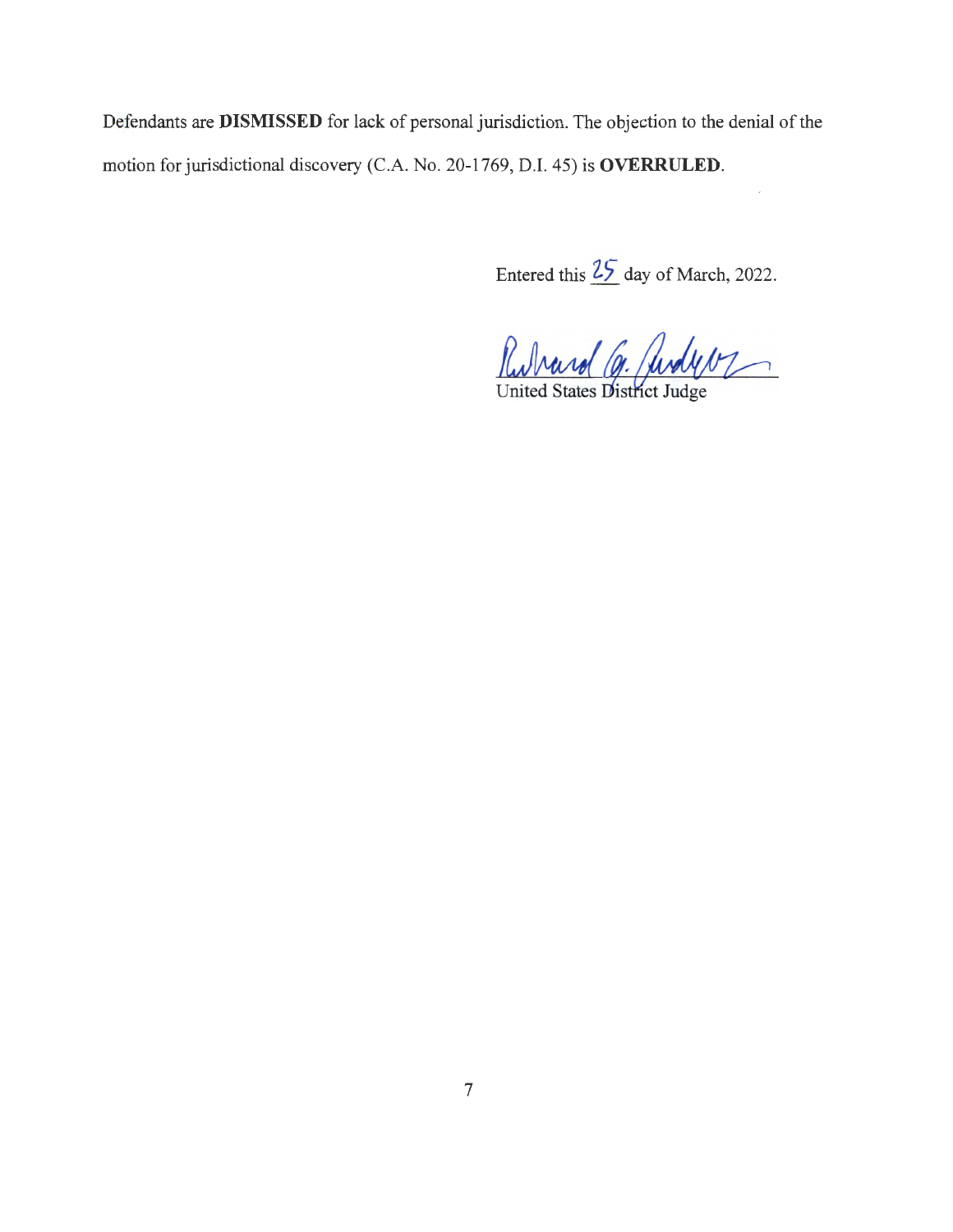Defendants are **DISMISSED** for lack of personal jurisdiction. The objection to the denial of the motion for jurisdictional discovery (C.A. No. 20-1769, D.I. 45) is **OVERRULED**.

Entered this 25 day of March, 2022.

United States District Judge